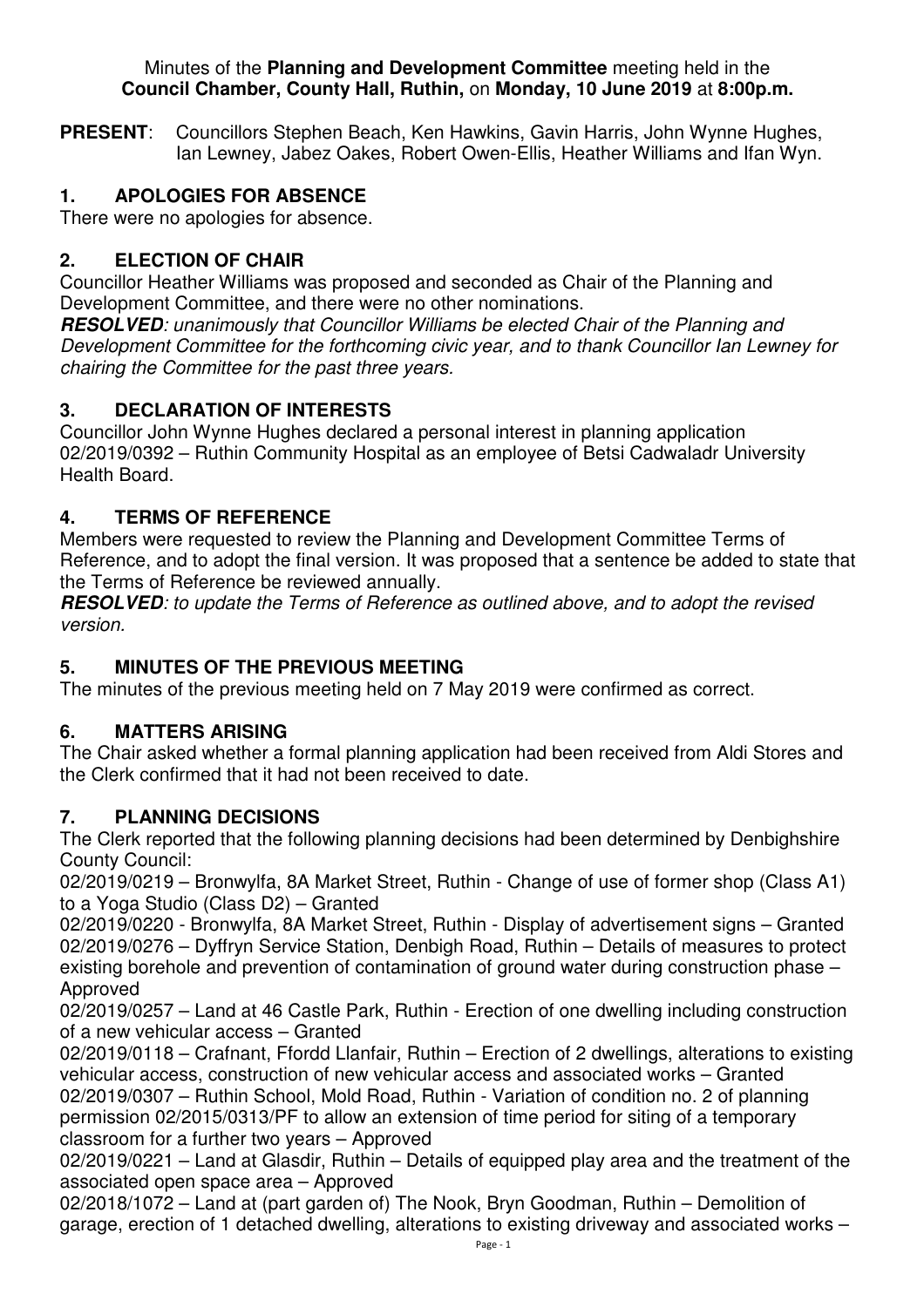Minutes of the **Planning and Development Committee** meeting held in the **Council Chamber, County Hall, Ruthin,** on **Monday, 10 June 2019** at **8:00p.m.**

**PRESENT**: Councillors Stephen Beach, Ken Hawkins, Gavin Harris, John Wynne Hughes, Ian Lewney, Jabez Oakes, Robert Owen-Ellis, Heather Williams and Ifan Wyn.

## 1. APOLOGIES FOR ABSENCE

There were no apologies for absence.

## 2. ELECTION OF CHAIR

Councillor Heather Williams was proposed and seconded as Chair of the Planning and Development Committee, and there were no other nominations.

***RESOLVED**: unanimously that Councillor Williams be elected Chair of the Planning and Development Committee for the forthcoming civic year, and to thank Councillor Ian Lewney for chairing the Committee for the past three years.*

## 3. DECLARATION OF INTERESTS

Councillor John Wynne Hughes declared a personal interest in planning application 02/2019/0392 – Ruthin Community Hospital as an employee of Betsi Cadwaladr University Health Board.

## 4. TERMS OF REFERENCE

Members were requested to review the Planning and Development Committee Terms of Reference, and to adopt the final version. It was proposed that a sentence be added to state that the Terms of Reference be reviewed annually.

***RESOLVED**: to update the Terms of Reference as outlined above, and to adopt the revised version.*

## 5. MINUTES OF THE PREVIOUS MEETING

The minutes of the previous meeting held on 7 May 2019 were confirmed as correct.

## 6. MATTERS ARISING

The Chair asked whether a formal planning application had been received from Aldi Stores and the Clerk confirmed that it had not been received to date.

## 7. PLANNING DECISIONS

The Clerk reported that the following planning decisions had been determined by Denbighshire County Council:

02/2019/0219 – Bronwylfa, 8A Market Street, Ruthin - Change of use of former shop (Class A1) to a Yoga Studio (Class D2) – Granted

02/2019/0220 - Bronwylfa, 8A Market Street, Ruthin - Display of advertisement signs – Granted

02/2019/0276 – Dyffryn Service Station, Denbigh Road, Ruthin – Details of measures to protect existing borehole and prevention of contamination of ground water during construction phase – Approved

02/2019/0257 – Land at 46 Castle Park, Ruthin - Erection of one dwelling including construction of a new vehicular access – Granted

02/2019/0118 – Crafnant, Ffordd Llanfair, Ruthin – Erection of 2 dwellings, alterations to existing vehicular access, construction of new vehicular access and associated works – Granted

02/2019/0307 – Ruthin School, Mold Road, Ruthin - Variation of condition no. 2 of planning permission 02/2015/0313/PF to allow an extension of time period for siting of a temporary classroom for a further two years – Approved

02/2019/0221 – Land at Glasdir, Ruthin – Details of equipped play area and the treatment of the associated open space area – Approved

02/2018/1072 – Land at (part garden of) The Nook, Bryn Goodman, Ruthin – Demolition of garage, erection of 1 detached dwelling, alterations to existing driveway and associated works –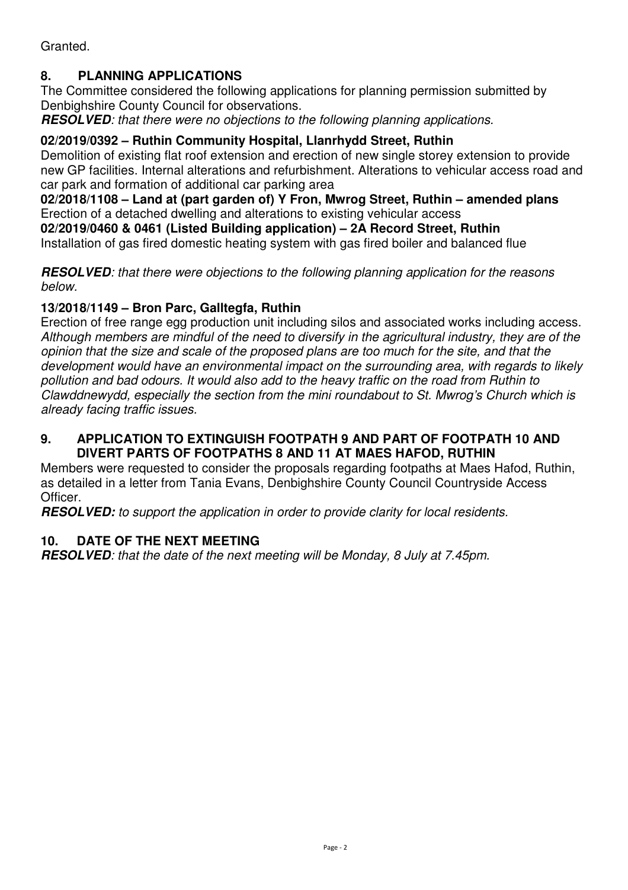Granted.

## 8. PLANNING APPLICATIONS

The Committee considered the following applications for planning permission submitted by Denbighshire County Council for observations.

***RESOLVED****: that there were no objections to the following planning applications.*

**02/2019/0392 – Ruthin Community Hospital, Llanrhydd Street, Ruthin**

Demolition of existing flat roof extension and erection of new single storey extension to provide new GP facilities. Internal alterations and refurbishment. Alterations to vehicular access road and car park and formation of additional car parking area

**02/2018/1108 – Land at (part garden of) Y Fron, Mwrog Street, Ruthin – amended plans**

Erection of a detached dwelling and alterations to existing vehicular access

**02/2019/0460 & 0461 (Listed Building application) – 2A Record Street, Ruthin**

Installation of gas fired domestic heating system with gas fired boiler and balanced flue

***RESOLVED****: that there were objections to the following planning application for the reasons below.*

**13/2018/1149 – Bron Parc, Galltegfa, Ruthin**

Erection of free range egg production unit including silos and associated works including access. *Although members are mindful of the need to diversify in the agricultural industry, they are of the opinion that the size and scale of the proposed plans are too much for the site, and that the development would have an environmental impact on the surrounding area, with regards to likely pollution and bad odours. It would also add to the heavy traffic on the road from Ruthin to Clawddnewydd, especially the section from the mini roundabout to St. Mwrog's Church which is already facing traffic issues.*

## 9. APPLICATION TO EXTINGUISH FOOTPATH 9 AND PART OF FOOTPATH 10 AND DIVERT PARTS OF FOOTPATHS 8 AND 11 AT MAES HAFOD, RUTHIN

Members were requested to consider the proposals regarding footpaths at Maes Hafod, Ruthin, as detailed in a letter from Tania Evans, Denbighshire County Council Countryside Access Officer.

***RESOLVED:*** *to support the application in order to provide clarity for local residents.*

## 10. DATE OF THE NEXT MEETING

***RESOLVED****: that the date of the next meeting will be Monday, 8 July at 7.45pm.*